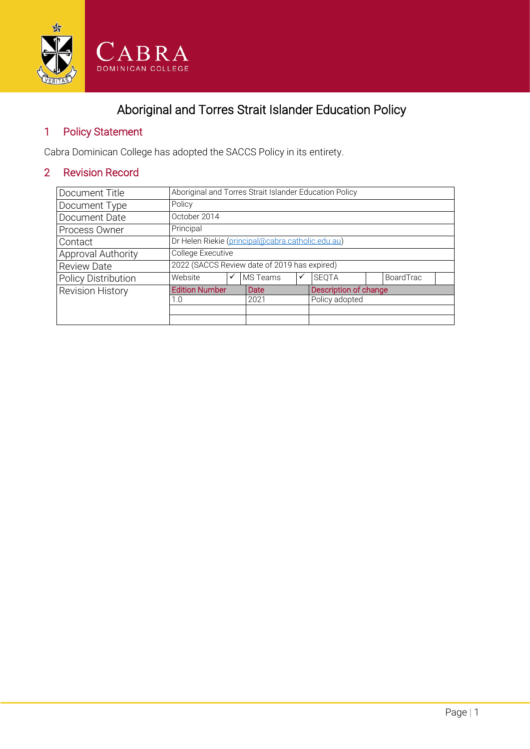CABRA
DOMINICAN COLLEGE

# Aboriginal and Torres Strait Islander Education Policy

## 1 Policy Statement

Cabra Dominican College has adopted the SACCS Policy in its entirety.

## 2 Revision Record

| | | | | | | | | |
|---|---|---|---|---|---|---|---|---|
| Document Title | Aboriginal and Torres Strait Islander Education Policy | | | | | | | |
| Document Type | Policy | | | | | | | |
| Document Date | October 2014 | | | | | | | |
| Process Owner | Principal | | | | | | | |
| Contact | Dr Helen Riekie (principal@cabra.catholic.edu.au) | | | | | | | |
| Approval Authority | College Executive | | | | | | | |
| Review Date | 2022 (SACCS Review date of 2019 has expired) | | | | | | | |
| Policy Distribution | Website | ✓ | MS Teams | ✓ | SEQTA | | BoardTrac | |
| Revision History | Edition Number | | Date | | Description of change | | | |
| | 1.0 | | 2021 | | Policy adopted | | | |
| | | | | | | | | |
| | | | | | | | | |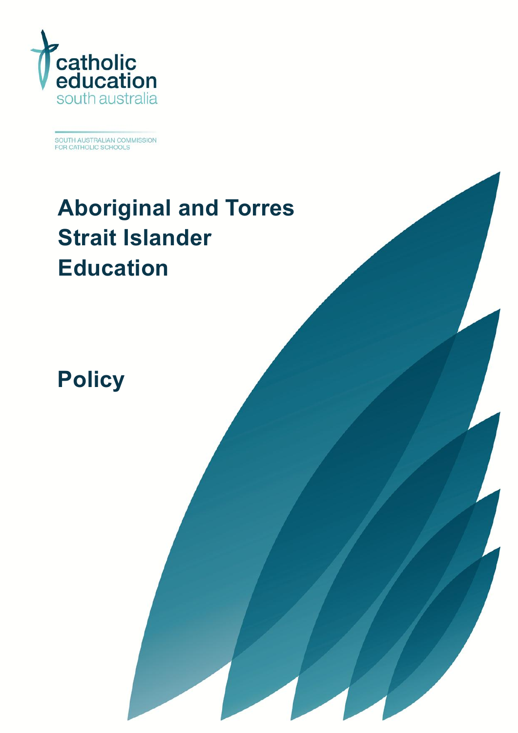catholic education south australia

SOUTH AUSTRALIAN COMMISSION FOR CATHOLIC SCHOOLS

# Aboriginal and Torres Strait Islander Education

# Policy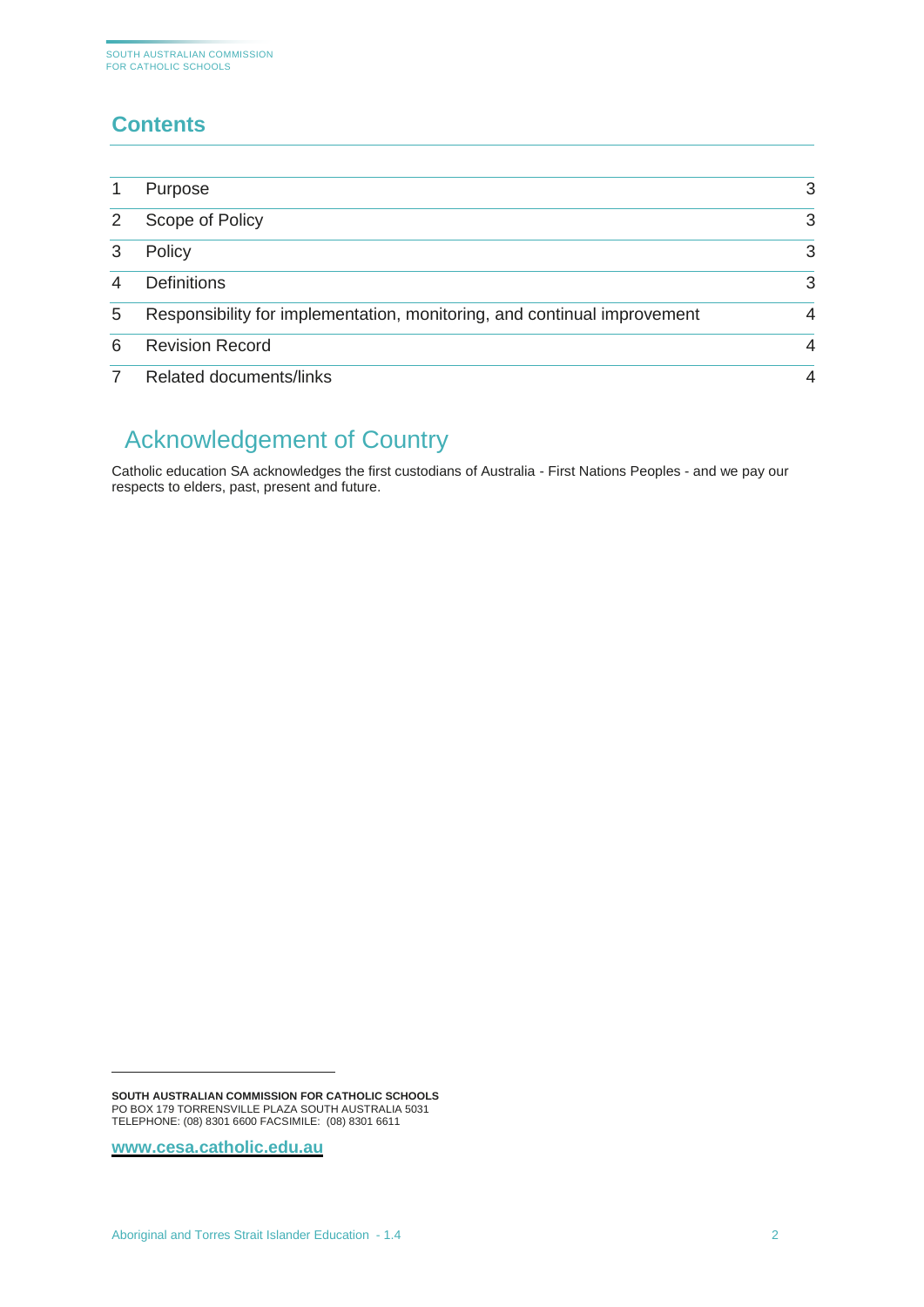## Contents

| | | |
|---|---|---|
| 1 | Purpose | 3 |
| 2 | Scope of Policy | 3 |
| 3 | Policy | 3 |
| 4 | Definitions | 3 |
| 5 | Responsibility for implementation, monitoring, and continual improvement | 4 |
| 6 | Revision Record | 4 |
| 7 | Related documents/links | 4 |

## Acknowledgement of Country

Catholic education SA acknowledges the first custodians of Australia - First Nations Peoples - and we pay our respects to elders, past, present and future.

**SOUTH AUSTRALIAN COMMISSION FOR CATHOLIC SCHOOLS**
PO BOX 179 TORRENSVILLE PLAZA SOUTH AUSTRALIA 5031
TELEPHONE: (08) 8301 6600 FACSIMILE: (08) 8301 6611

**www.cesa.catholic.edu.au**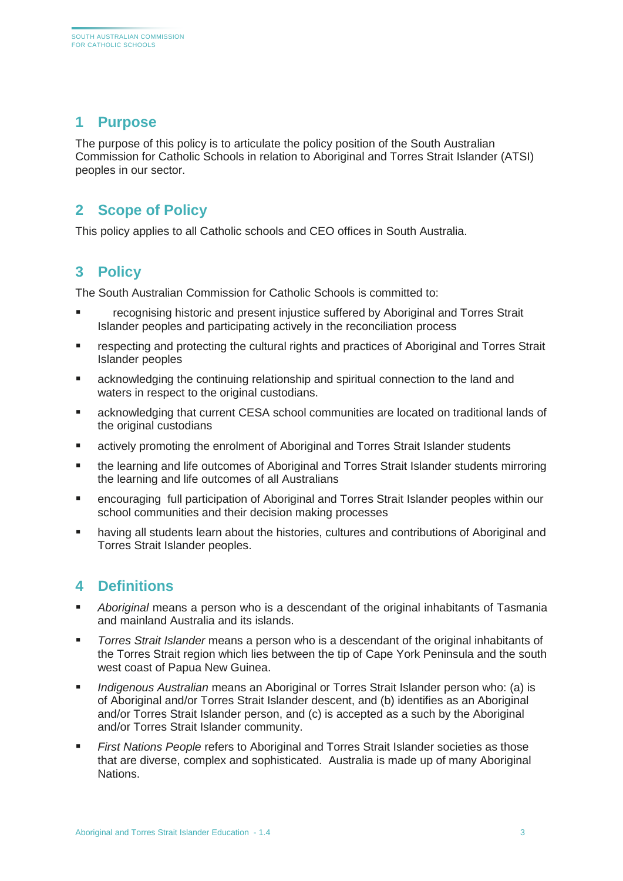## 1 Purpose

The purpose of this policy is to articulate the policy position of the South Australian Commission for Catholic Schools in relation to Aboriginal and Torres Strait Islander (ATSI) peoples in our sector.

## 2 Scope of Policy

This policy applies to all Catholic schools and CEO offices in South Australia.

## 3 Policy

The South Australian Commission for Catholic Schools is committed to:

- recognising historic and present injustice suffered by Aboriginal and Torres Strait Islander peoples and participating actively in the reconciliation process
- respecting and protecting the cultural rights and practices of Aboriginal and Torres Strait Islander peoples
- acknowledging the continuing relationship and spiritual connection to the land and waters in respect to the original custodians.
- acknowledging that current CESA school communities are located on traditional lands of the original custodians
- actively promoting the enrolment of Aboriginal and Torres Strait Islander students
- the learning and life outcomes of Aboriginal and Torres Strait Islander students mirroring the learning and life outcomes of all Australians
- encouraging full participation of Aboriginal and Torres Strait Islander peoples within our school communities and their decision making processes
- having all students learn about the histories, cultures and contributions of Aboriginal and Torres Strait Islander peoples.

## 4 Definitions

- *Aboriginal* means a person who is a descendant of the original inhabitants of Tasmania and mainland Australia and its islands.
- *Torres Strait Islander* means a person who is a descendant of the original inhabitants of the Torres Strait region which lies between the tip of Cape York Peninsula and the south west coast of Papua New Guinea.
- *Indigenous Australian* means an Aboriginal or Torres Strait Islander person who: (a) is of Aboriginal and/or Torres Strait Islander descent, and (b) identifies as an Aboriginal and/or Torres Strait Islander person, and (c) is accepted as a such by the Aboriginal and/or Torres Strait Islander community.
- *First Nations People* refers to Aboriginal and Torres Strait Islander societies as those that are diverse, complex and sophisticated. Australia is made up of many Aboriginal Nations.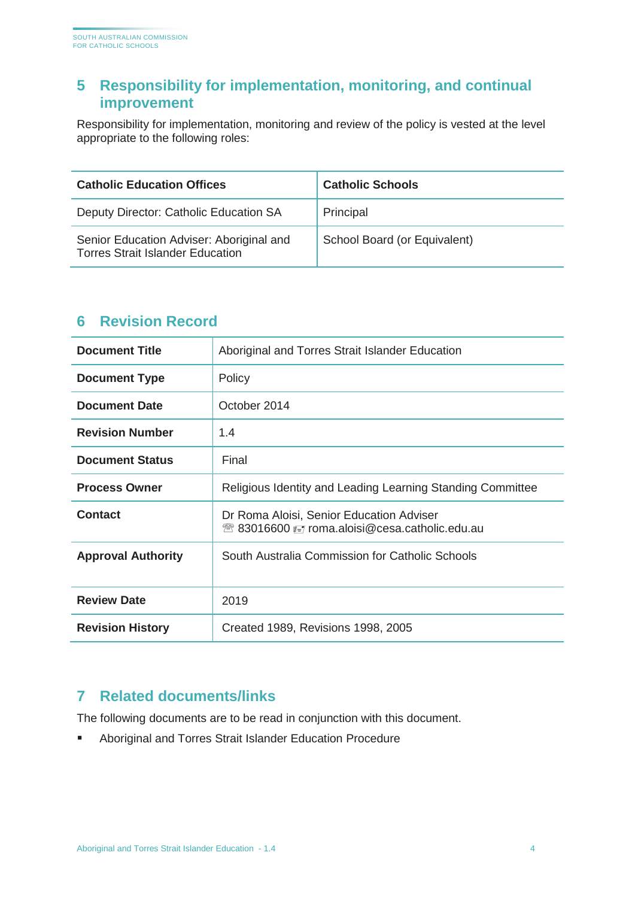## 5 Responsibility for implementation, monitoring, and continual improvement

Responsibility for implementation, monitoring and review of the policy is vested at the level appropriate to the following roles:

| Catholic Education Offices | Catholic Schools |
|---|---|
| Deputy Director: Catholic Education SA | Principal |
| Senior Education Adviser: Aboriginal and Torres Strait Islander Education | School Board (or Equivalent) |

## 6 Revision Record

| | |
|---|---|
| **Document Title** | Aboriginal and Torres Strait Islander Education |
| **Document Type** | Policy |
| **Document Date** | October 2014 |
| **Revision Number** | 1.4 |
| **Document Status** | Final |
| **Process Owner** | Religious Identity and Leading Learning Standing Committee |
| **Contact** | Dr Roma Aloisi, Senior Education Adviser ☏ 83016600 roma.aloisi@cesa.catholic.edu.au |
| **Approval Authority** | South Australia Commission for Catholic Schools |
| **Review Date** | 2019 |
| **Revision History** | Created 1989, Revisions 1998, 2005 |

## 7 Related documents/links

The following documents are to be read in conjunction with this document.

- Aboriginal and Torres Strait Islander Education Procedure